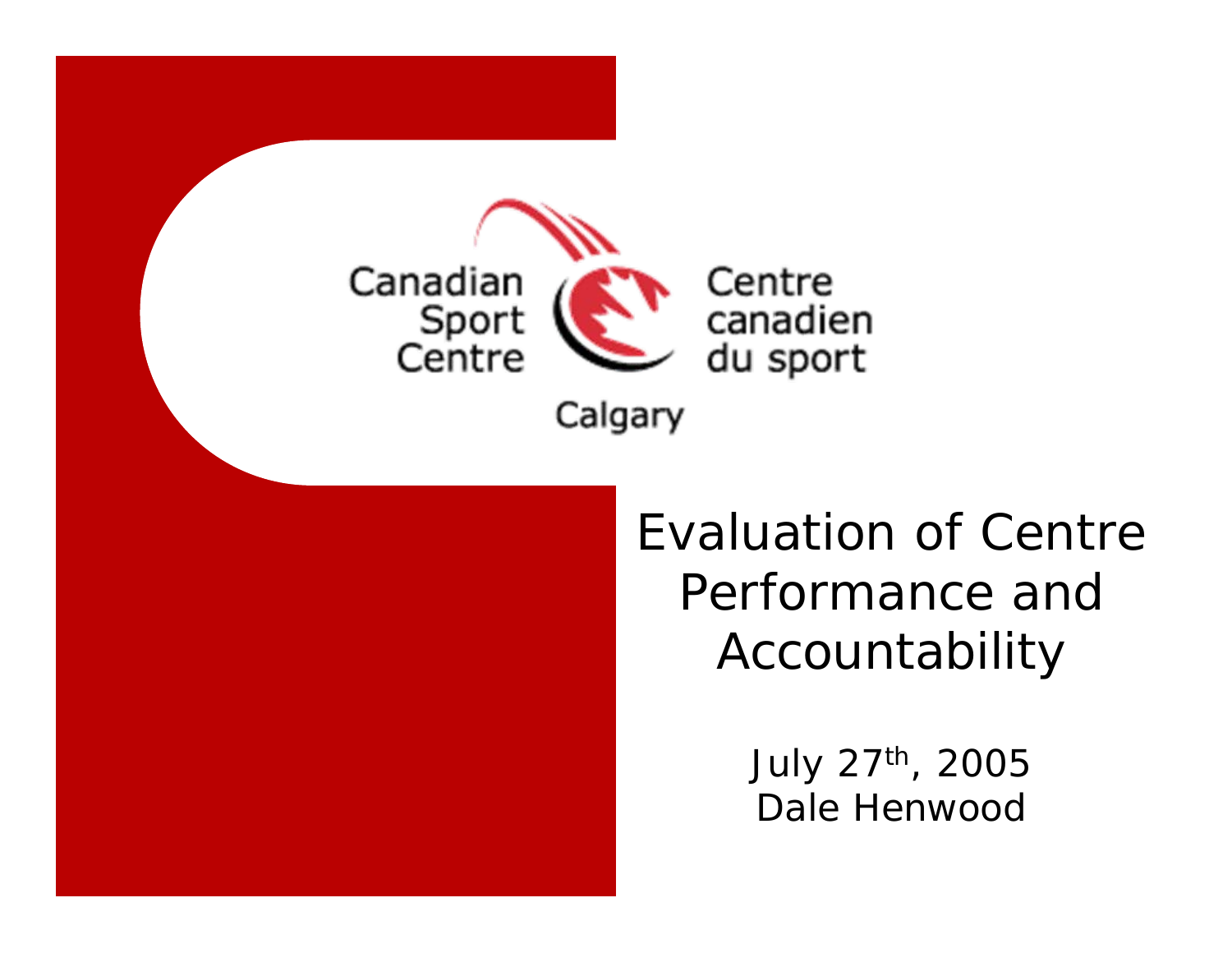Canadian Sport Centre

Centre canadien du sport

Calgary

# Evaluation of Centre Performance and Accountability

July 27th, 2005

Dale Henwood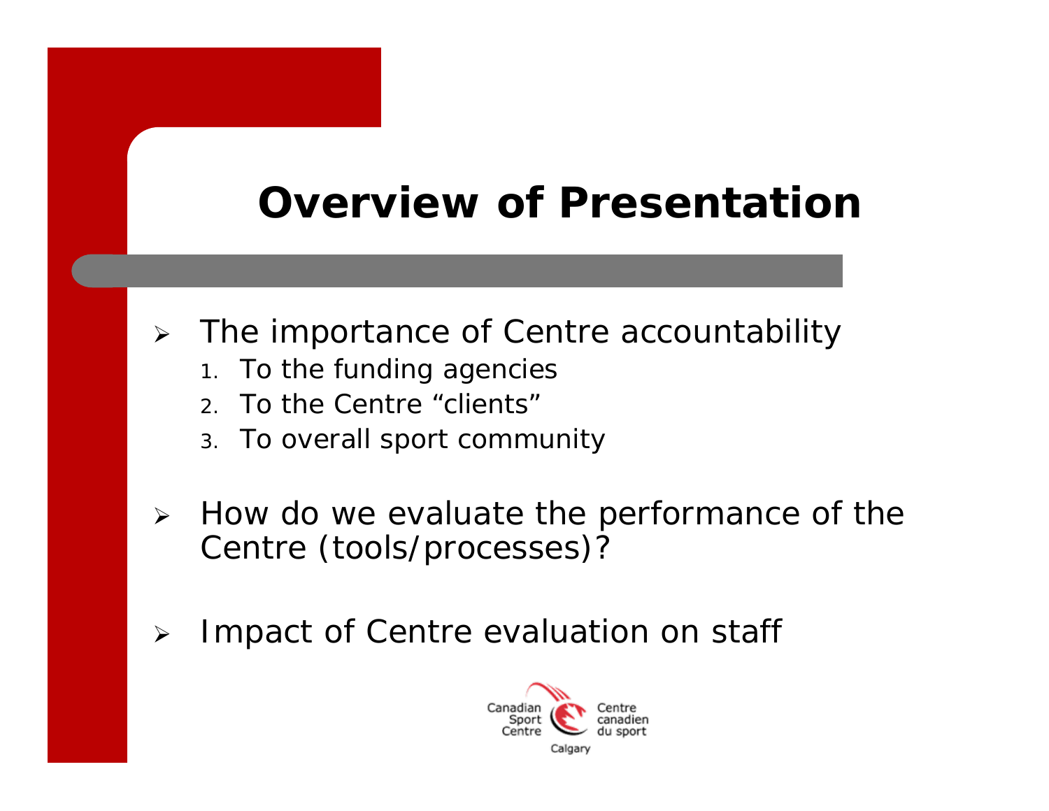# Overview of Presentation

- The importance of Centre accountability
  1. To the funding agencies
  2. To the Centre "clients"
  3. To overall sport community

- How do we evaluate the performance of the Centre (tools/processes)?

- Impact of Centre evaluation on staff

Canadian Sport Centre Centre canadien du sport Calgary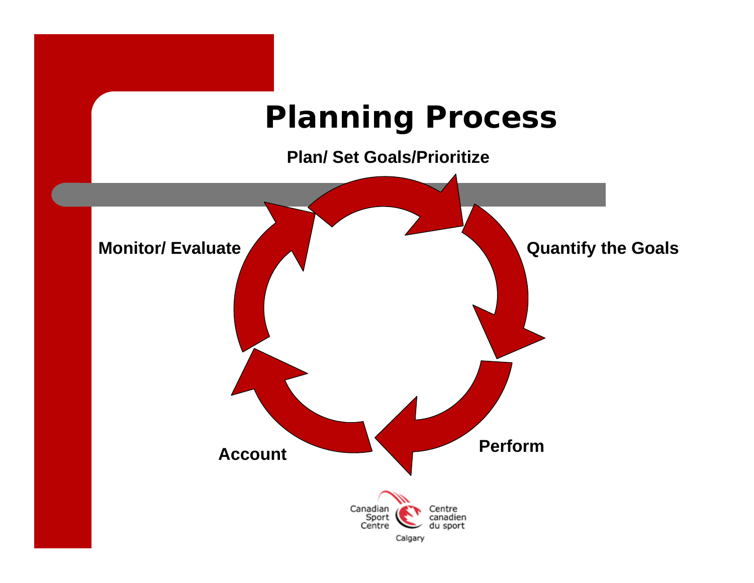# Planning Process

Plan/ Set Goals/Prioritize

Quantify the Goals

Perform

Account

Monitor/ Evaluate

Canadian Sport Centre
Centre canadien du sport
Calgary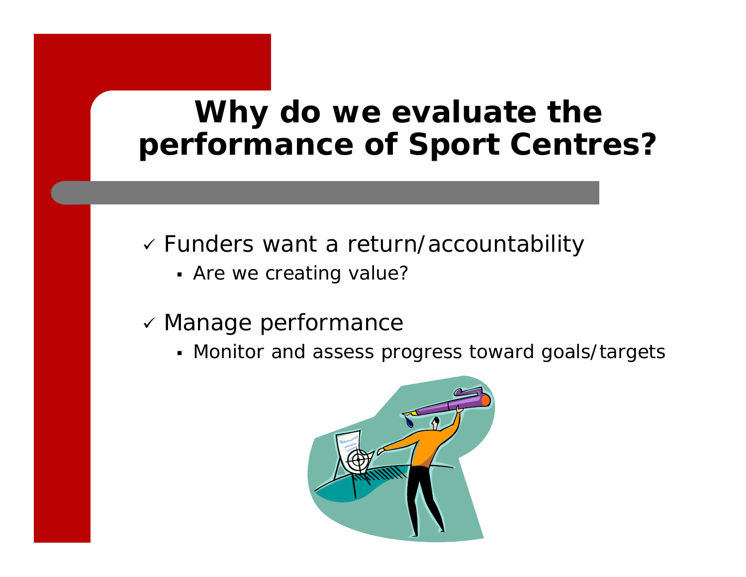# Why do we evaluate the performance of Sport Centres?

- ✓ Funders want a return/accountability
  - Are we creating value?
- ✓ Manage performance
  - Monitor and assess progress toward goals/targets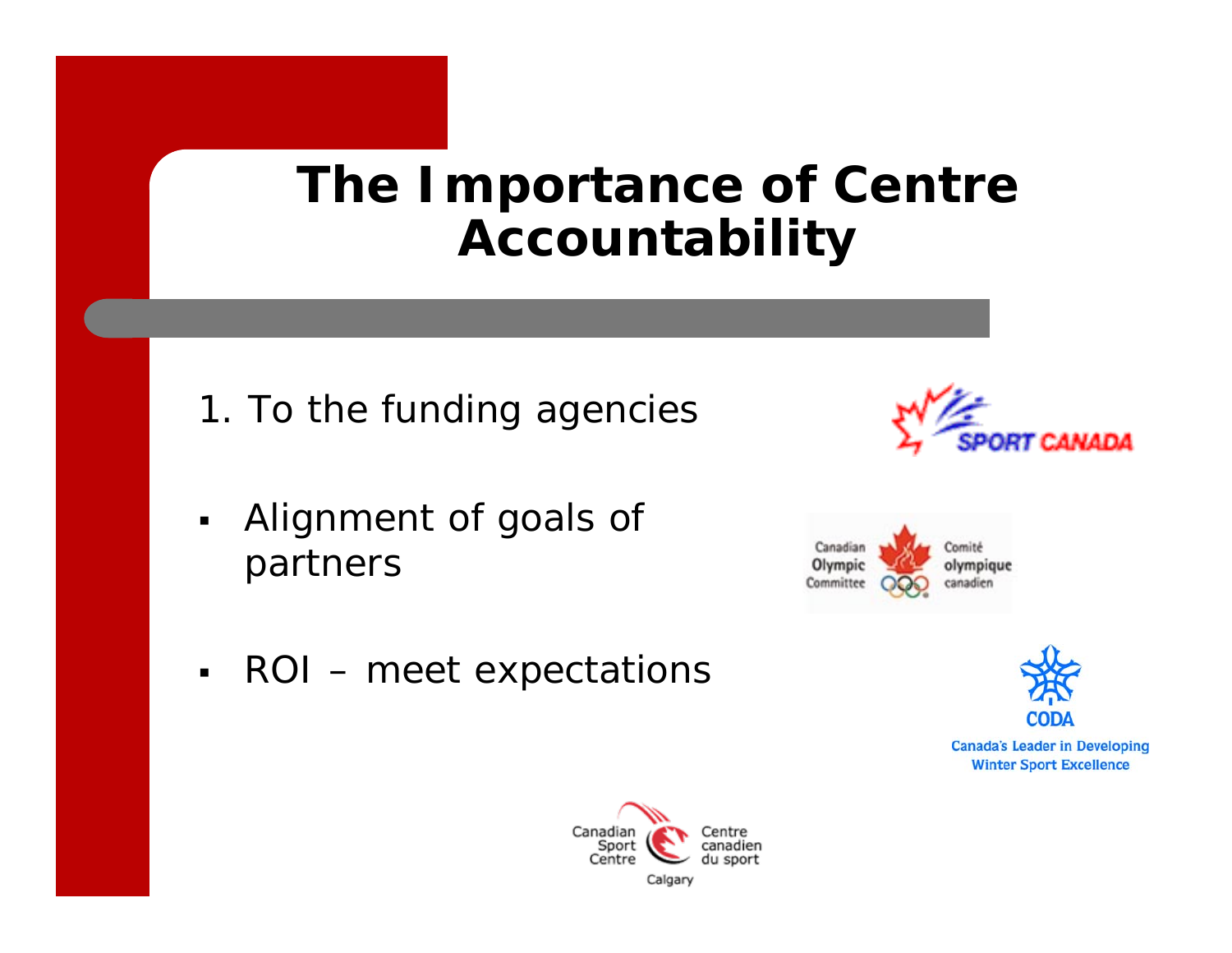# The Importance of Centre Accountability

1. To the funding agencies

- Alignment of goals of partners
- ROI – meet expectations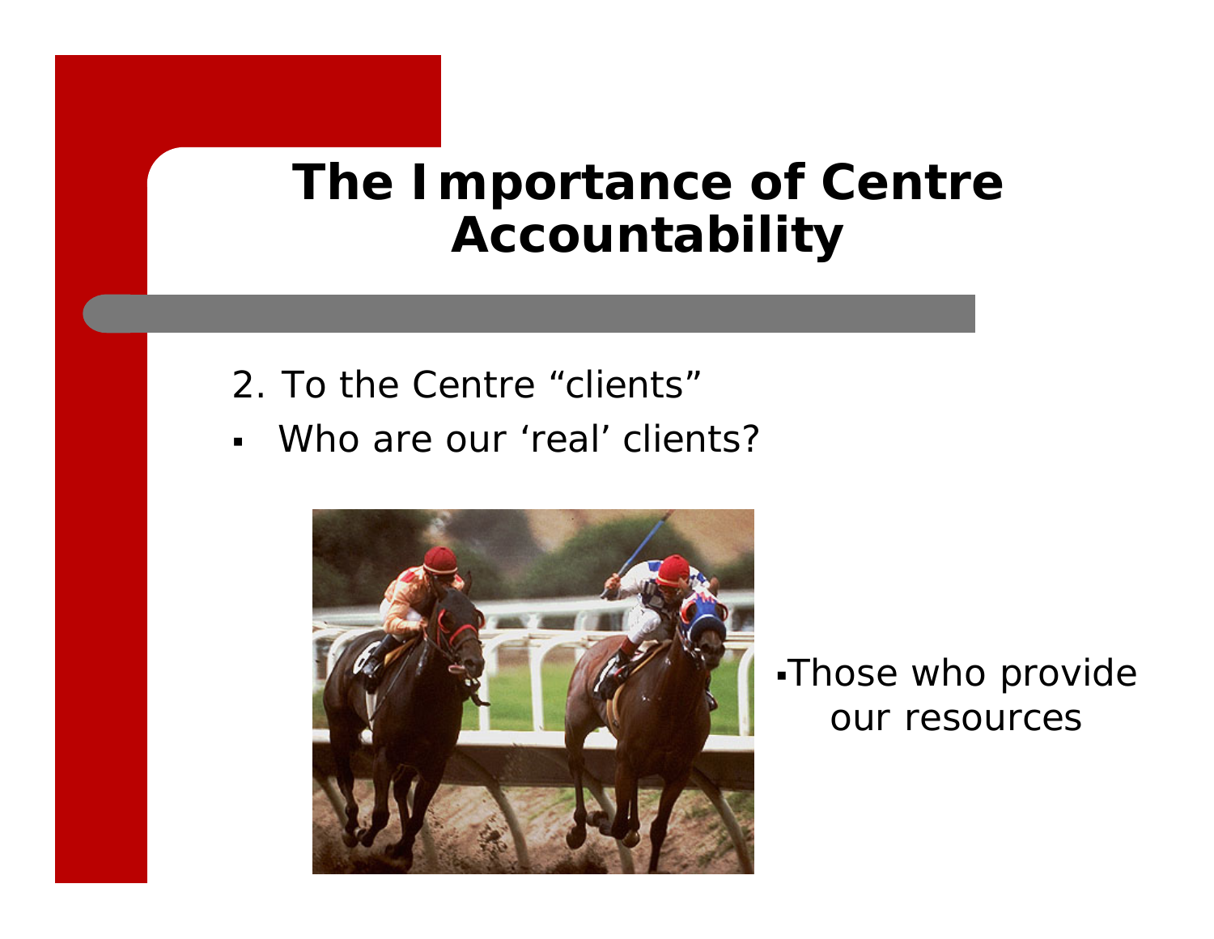# The Importance of Centre Accountability

2. To the Centre "clients"

- Who are our 'real' clients?

- Those who provide our resources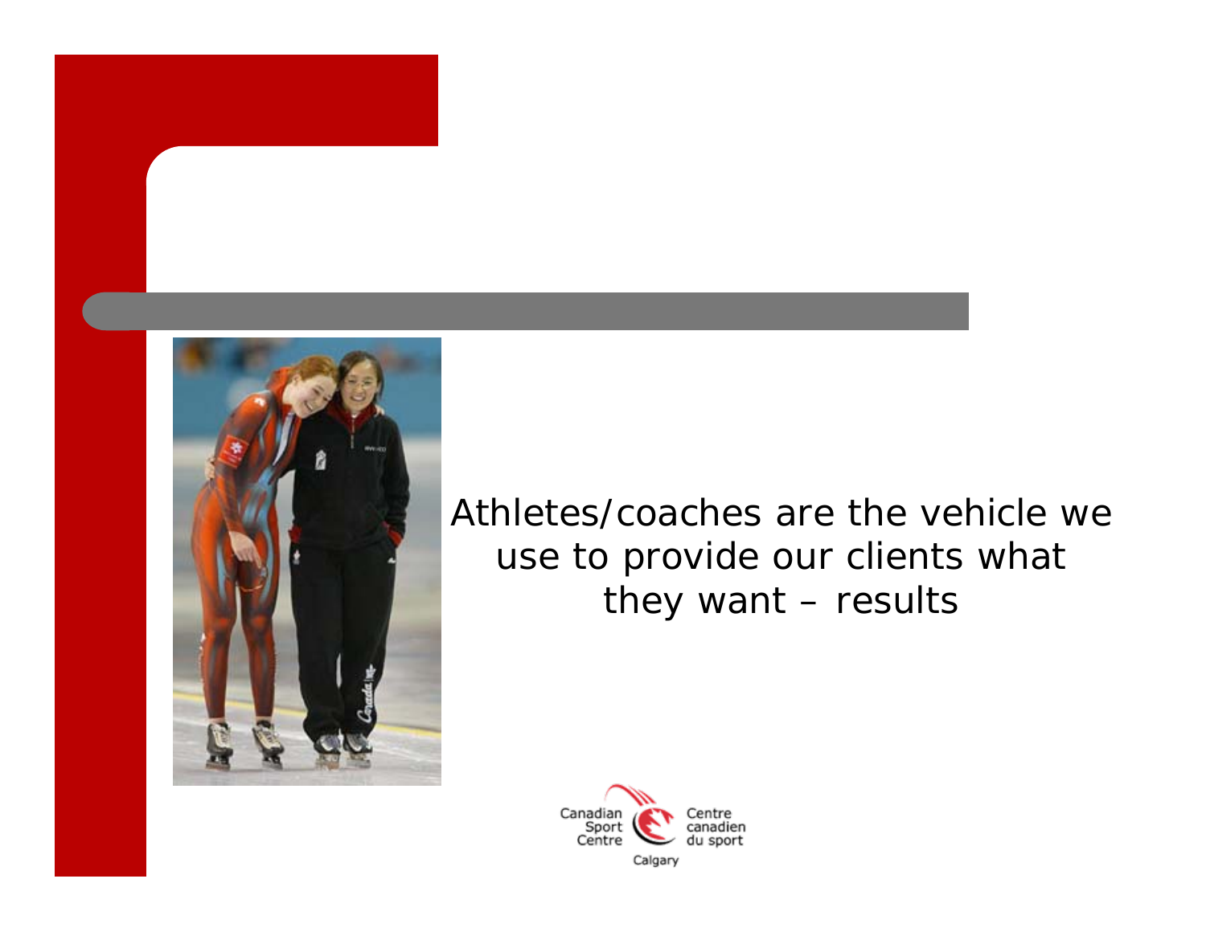Athletes/coaches are the vehicle we use to provide our clients what they want – results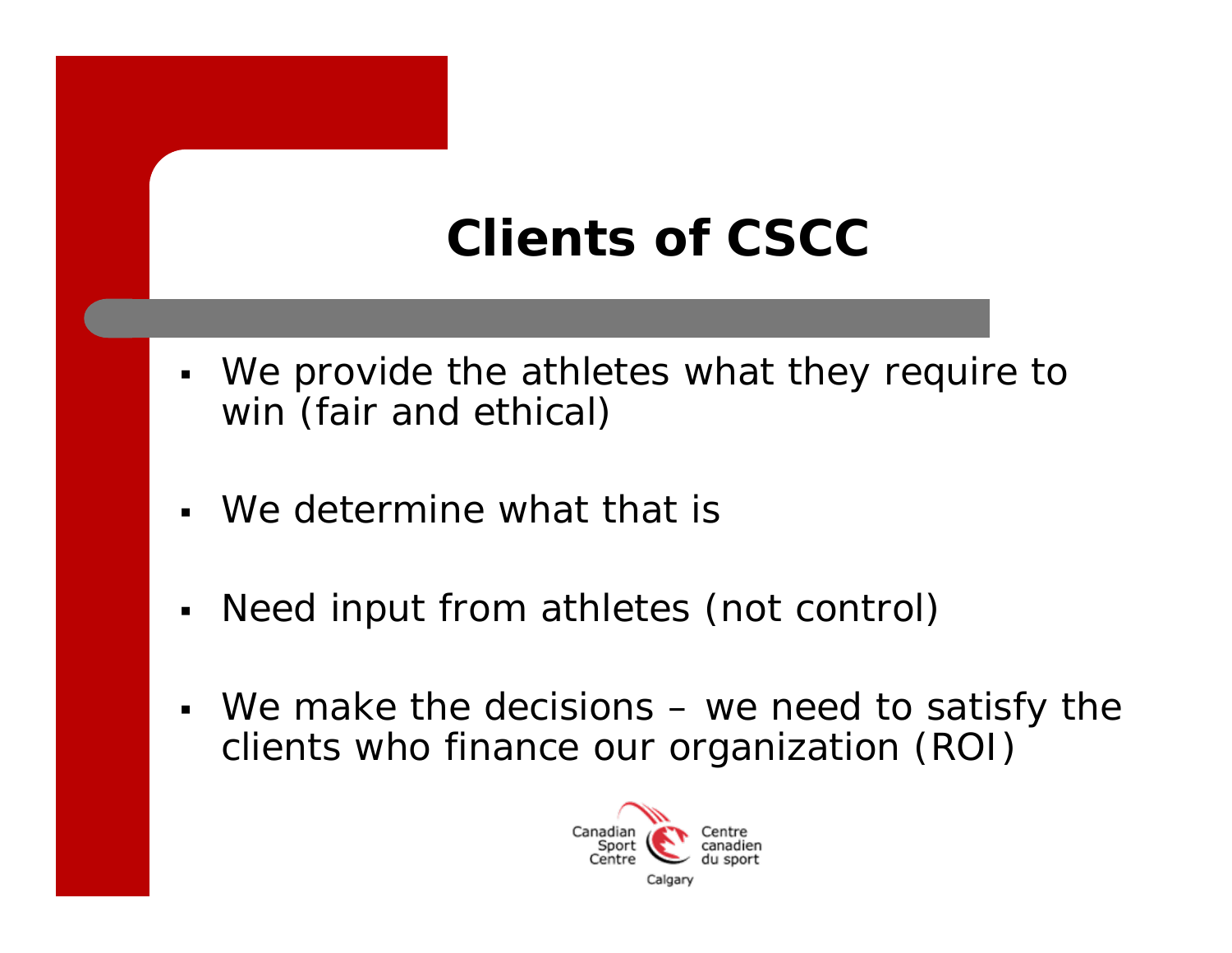# Clients of CSCC

- We provide the athletes what they require to win (fair and ethical)
- We determine what that is
- Need input from athletes (not control)
- We make the decisions – we need to satisfy the clients who finance our organization (ROI)

Canadian Sport Centre Centre canadien du sport Calgary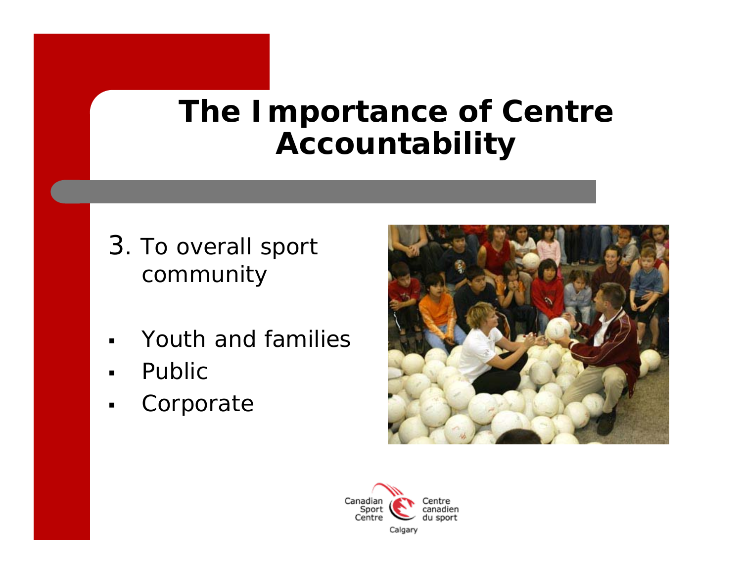# The Importance of Centre Accountability

3. To overall sport community

- Youth and families
- Public
- Corporate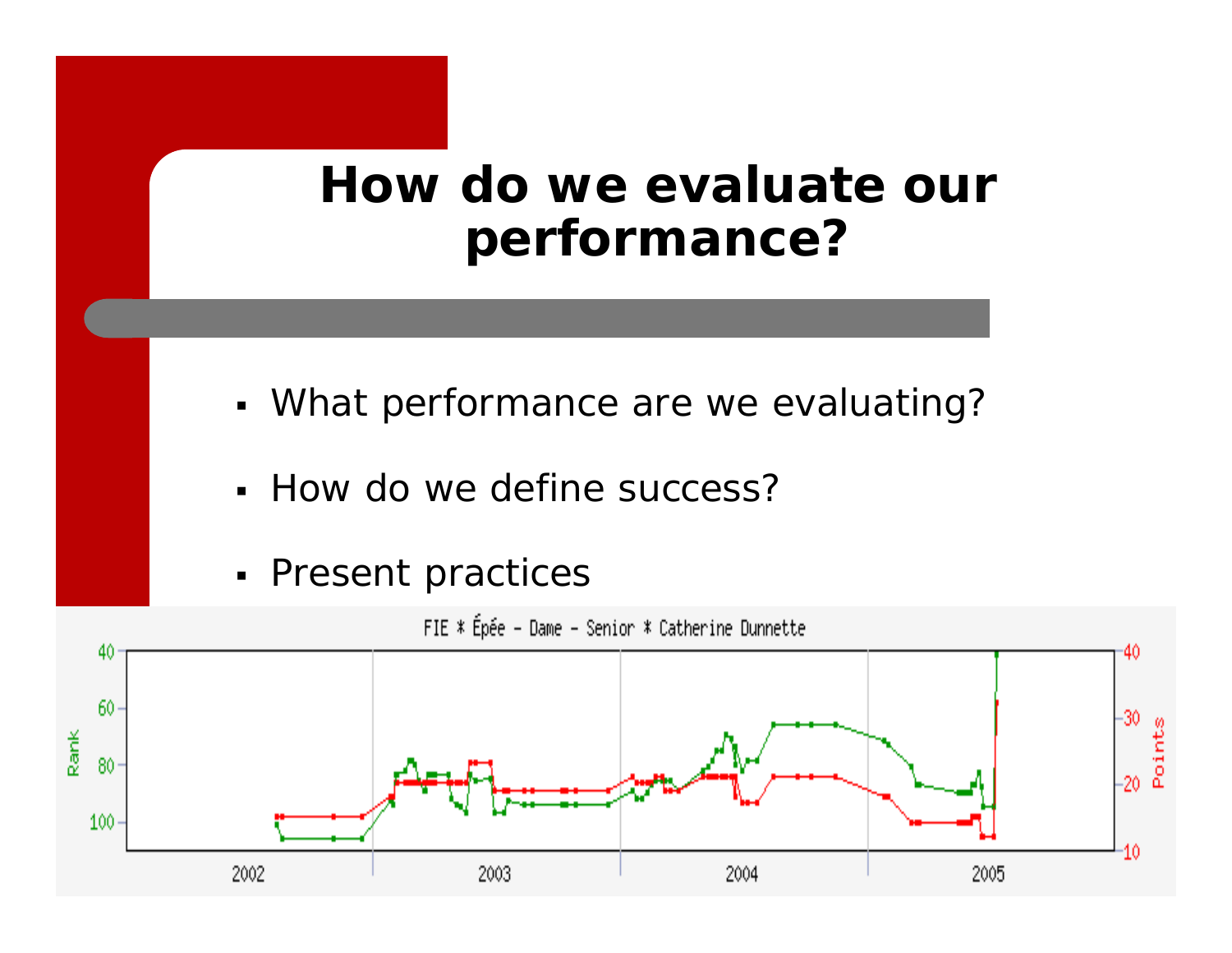# How do we evaluate our performance?

- What performance are we evaluating?
- How do we define success?
- Present practices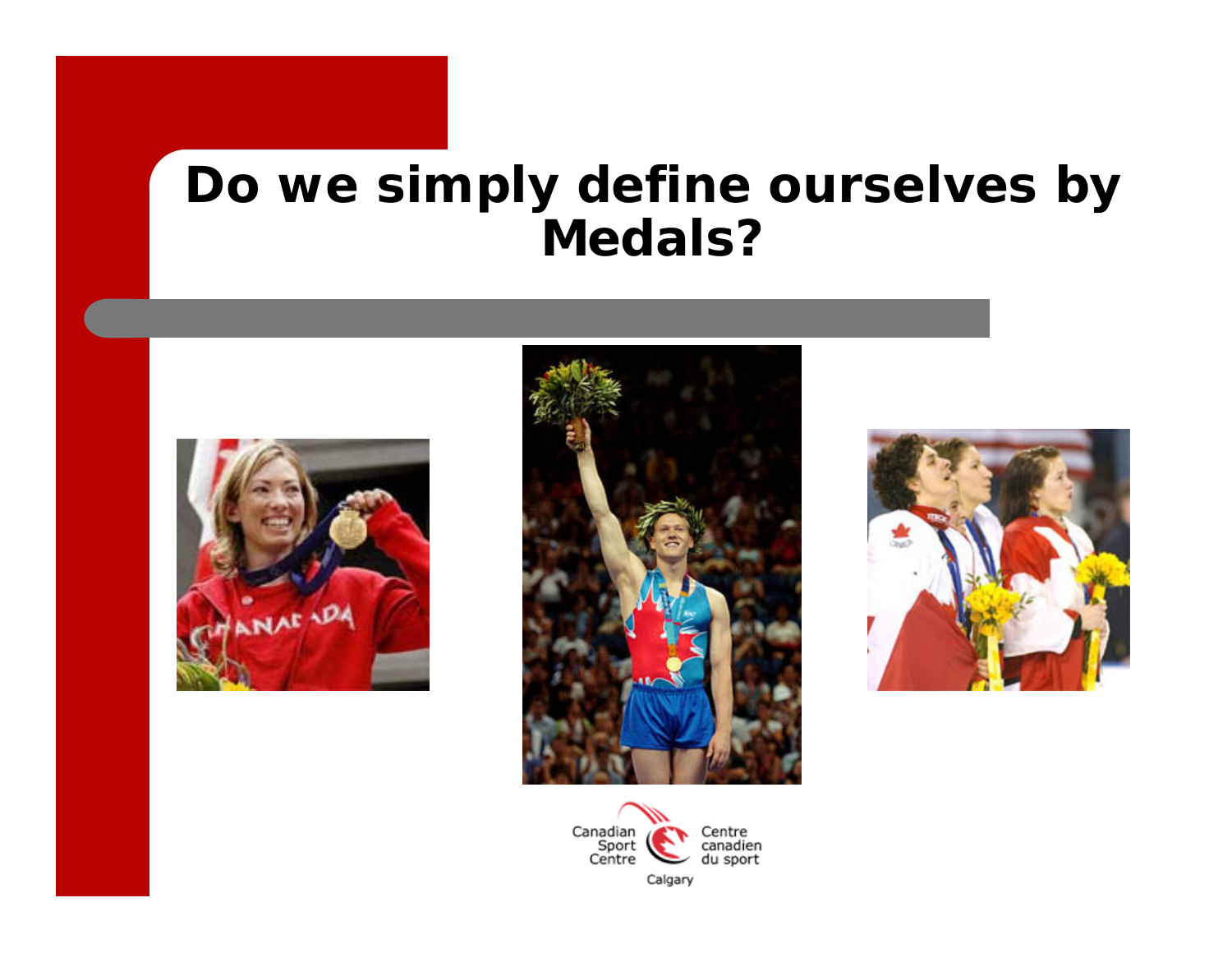# Do we simply define ourselves by Medals?

Canadian Sport Centre Centre canadien du sport Calgary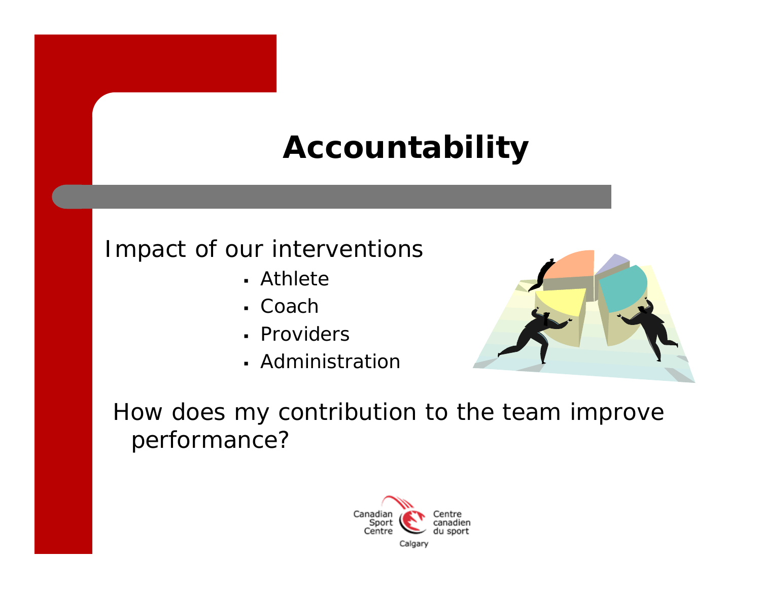# Accountability

Impact of our interventions

- Athlete
- Coach
- Providers
- Administration

How does my contribution to the team improve performance?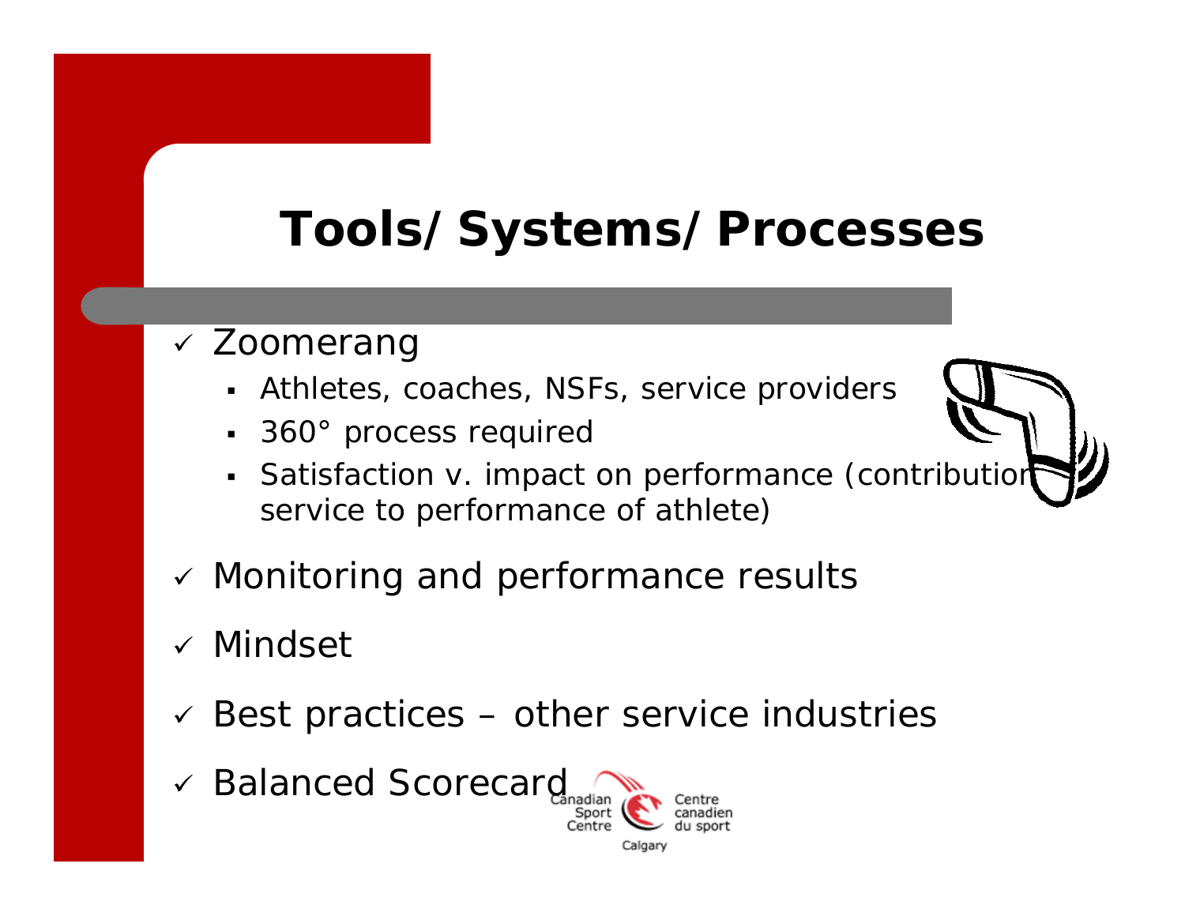# Tools/Systems/Processes

- ✓ Zoomerang
  - Athletes, coaches, NSFs, service providers
  - 360° process required
  - Satisfaction v. impact on performance (contribution service to performance of athlete)
- ✓ Monitoring and performance results
- ✓ Mindset
- ✓ Best practices – other service industries
- ✓ Balanced Scorecard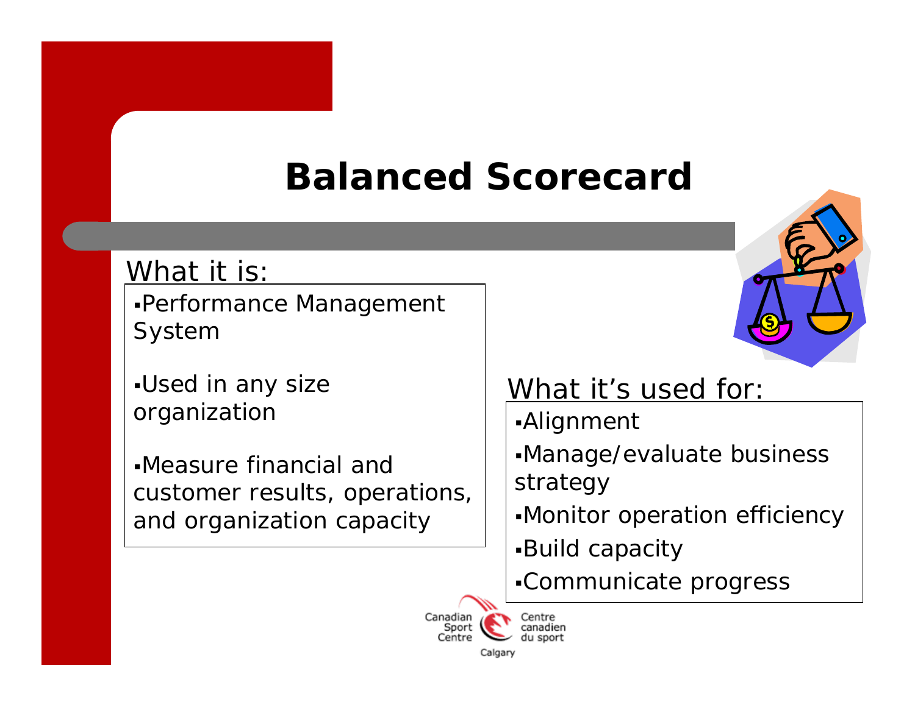# Balanced Scorecard

## What it is:

- Performance Management System
- Used in any size organization
- Measure financial and customer results, operations, and organization capacity

## What it's used for:

- Alignment
- Manage/evaluate business strategy
- Monitor operation efficiency
- Build capacity
- Communicate progress

Canadian Sport Centre Calgary Centre canadien du sport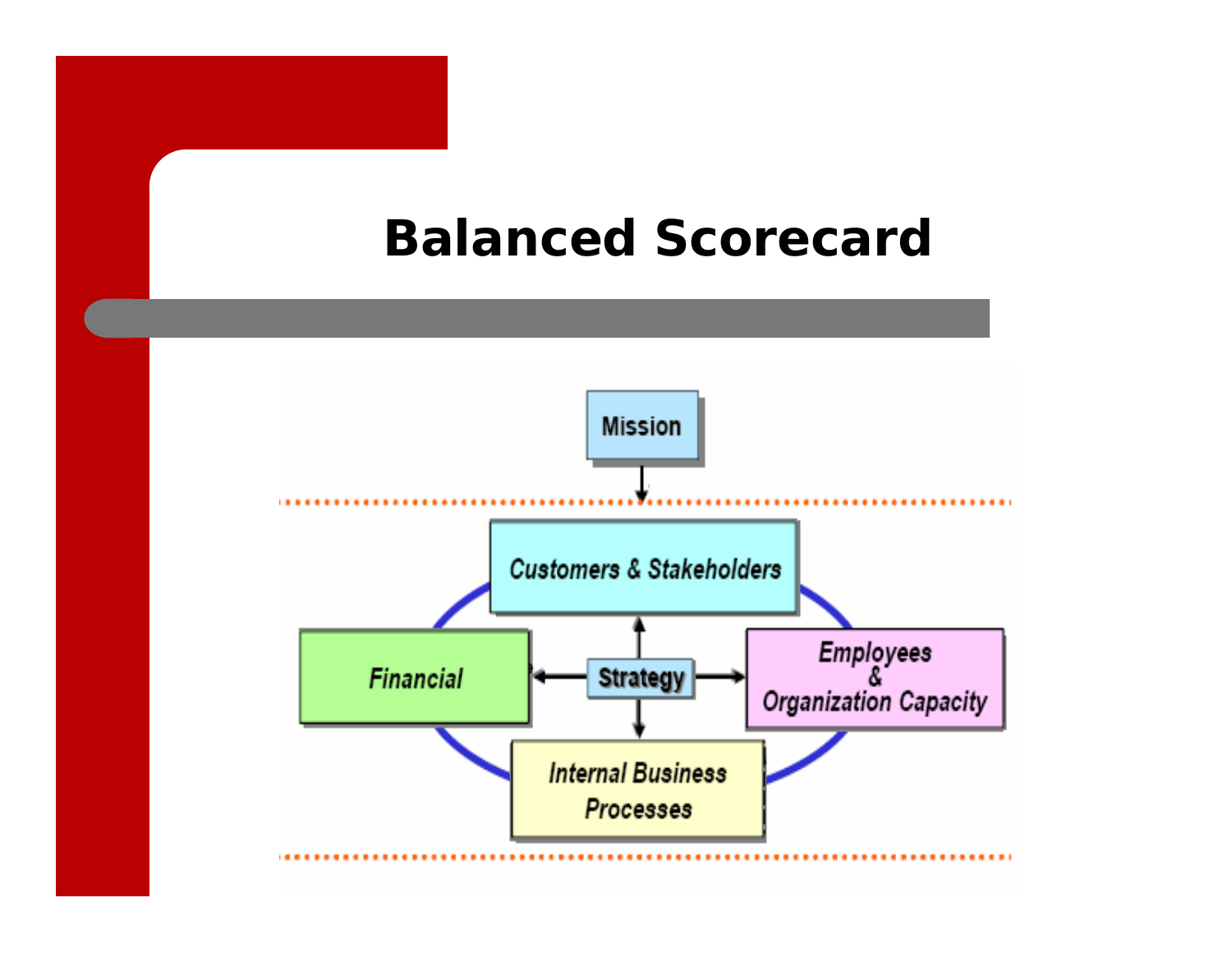# Balanced Scorecard

Mission

Customers & Stakeholders

Financial

Strategy

Employees & Organization Capacity

Internal Business Processes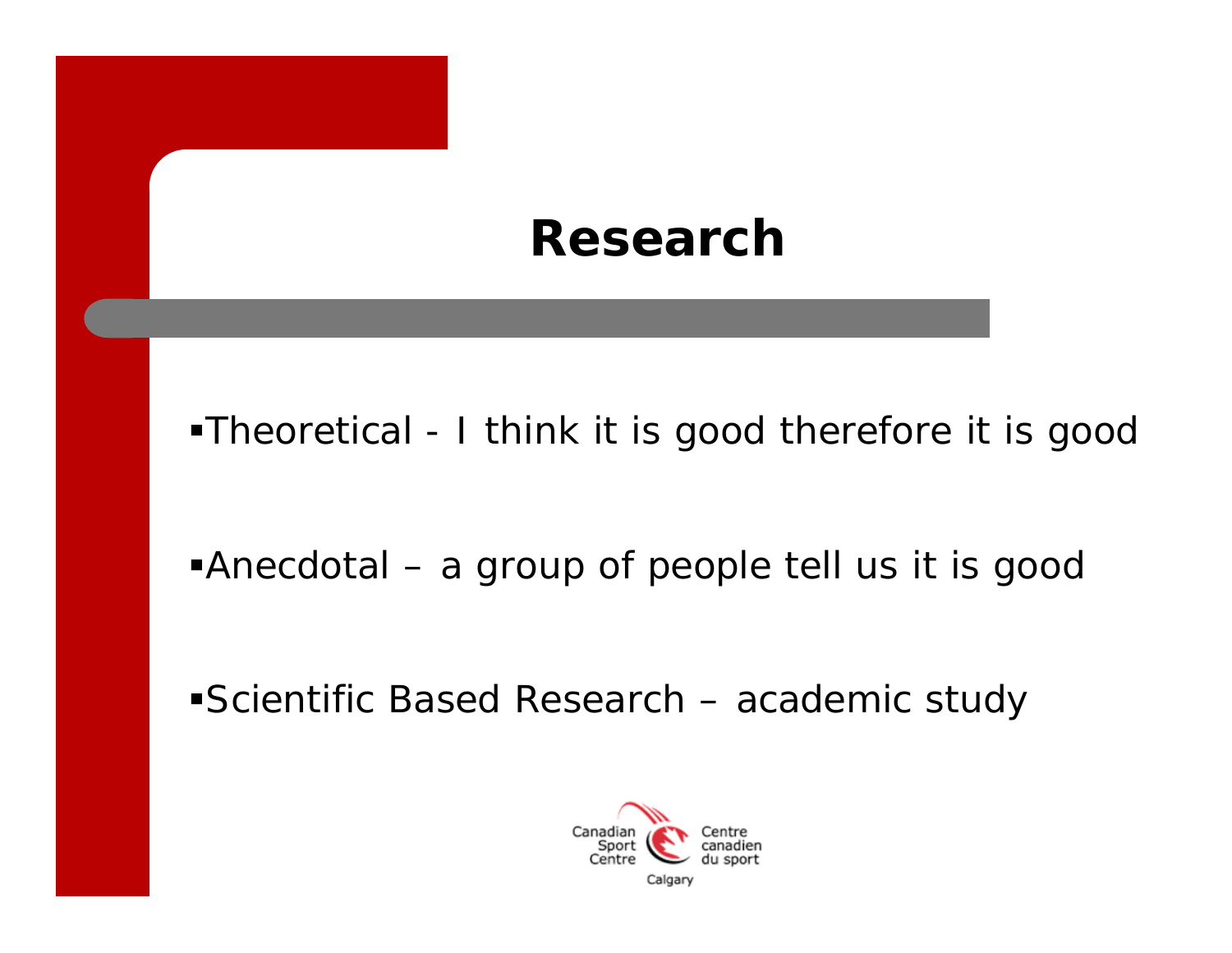# Research

- Theoretical - I think it is good therefore it is good
- Anecdotal – a group of people tell us it is good
- Scientific Based Research – academic study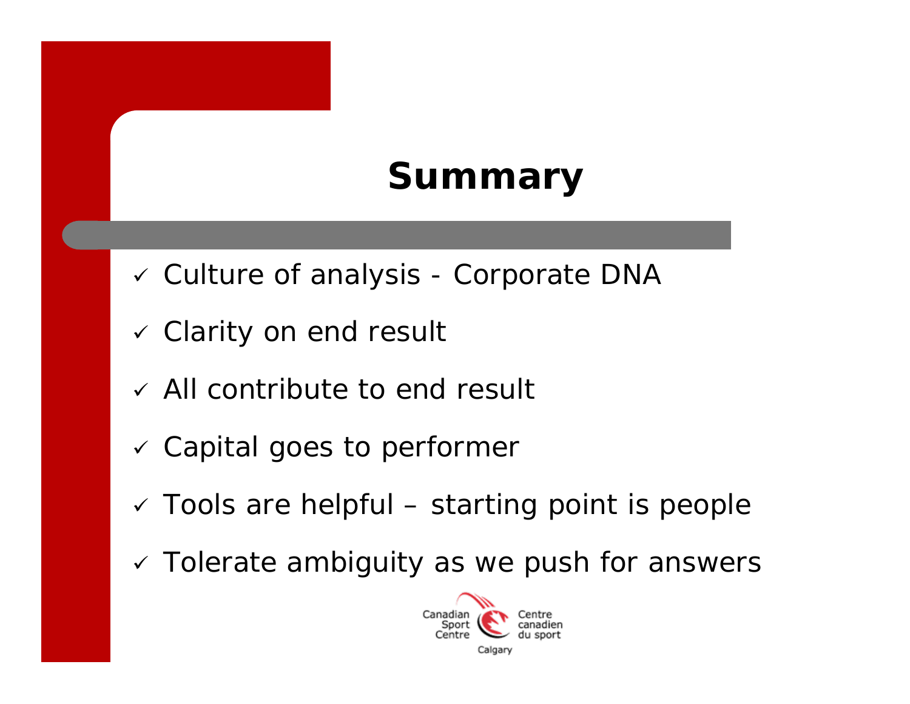# Summary

- ✓ Culture of analysis - Corporate DNA
- ✓ Clarity on end result
- ✓ All contribute to end result
- ✓ Capital goes to performer
- ✓ Tools are helpful – starting point is people
- ✓ Tolerate ambiguity as we push for answers

Canadian Sport Centre Centre canadien du sport Calgary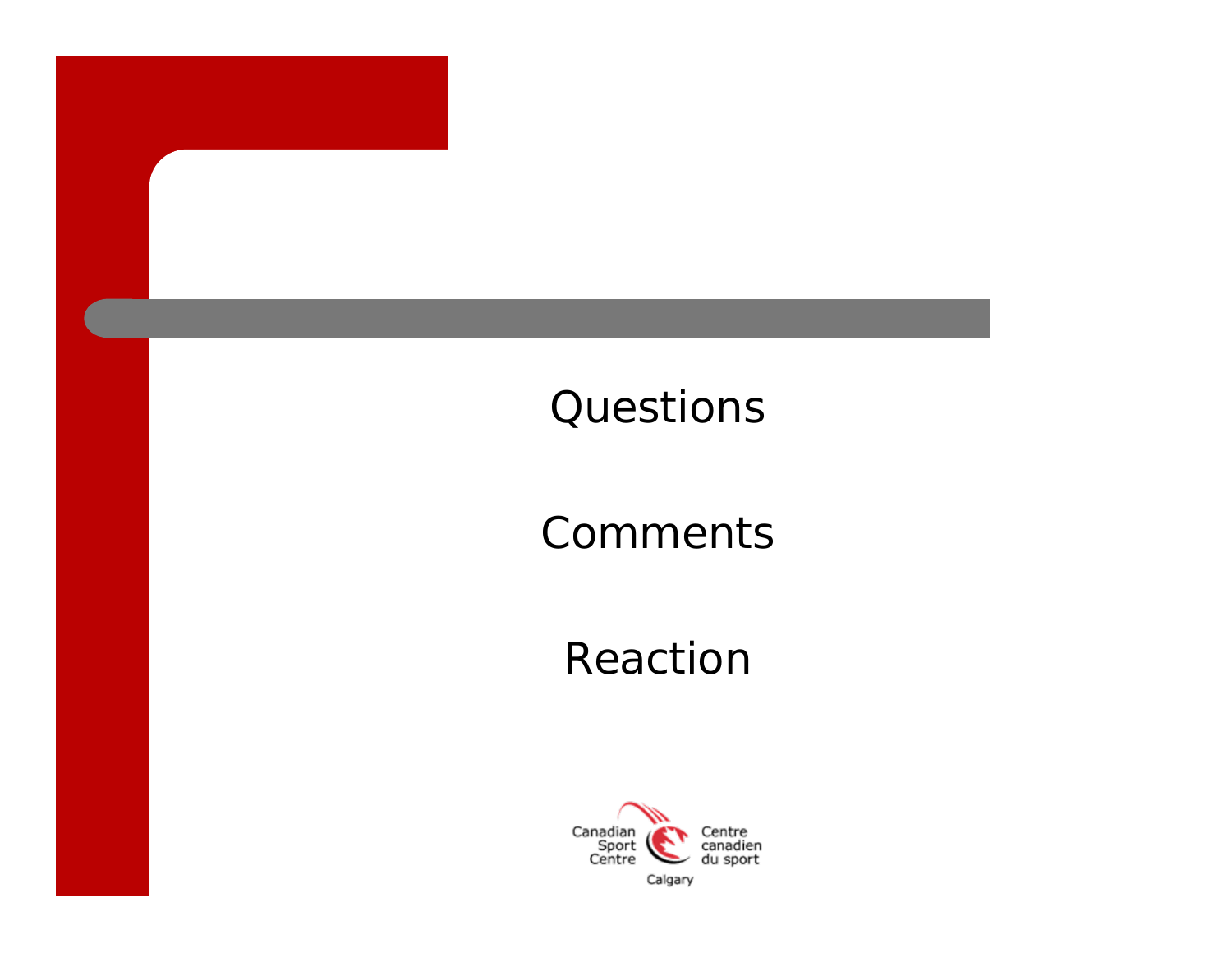Questions

Comments

Reaction

Canadian Sport Centre Calgary
Centre canadien du sport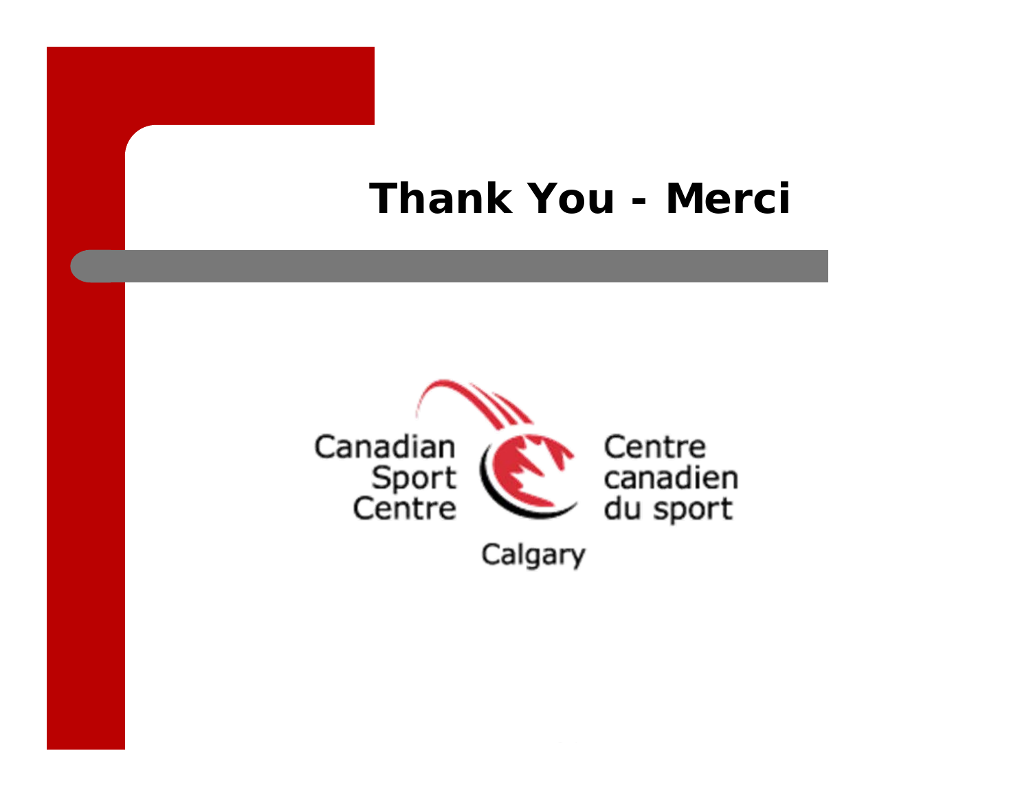# Thank You - Merci

Canadian Sport Centre

Centre canadien du sport

Calgary